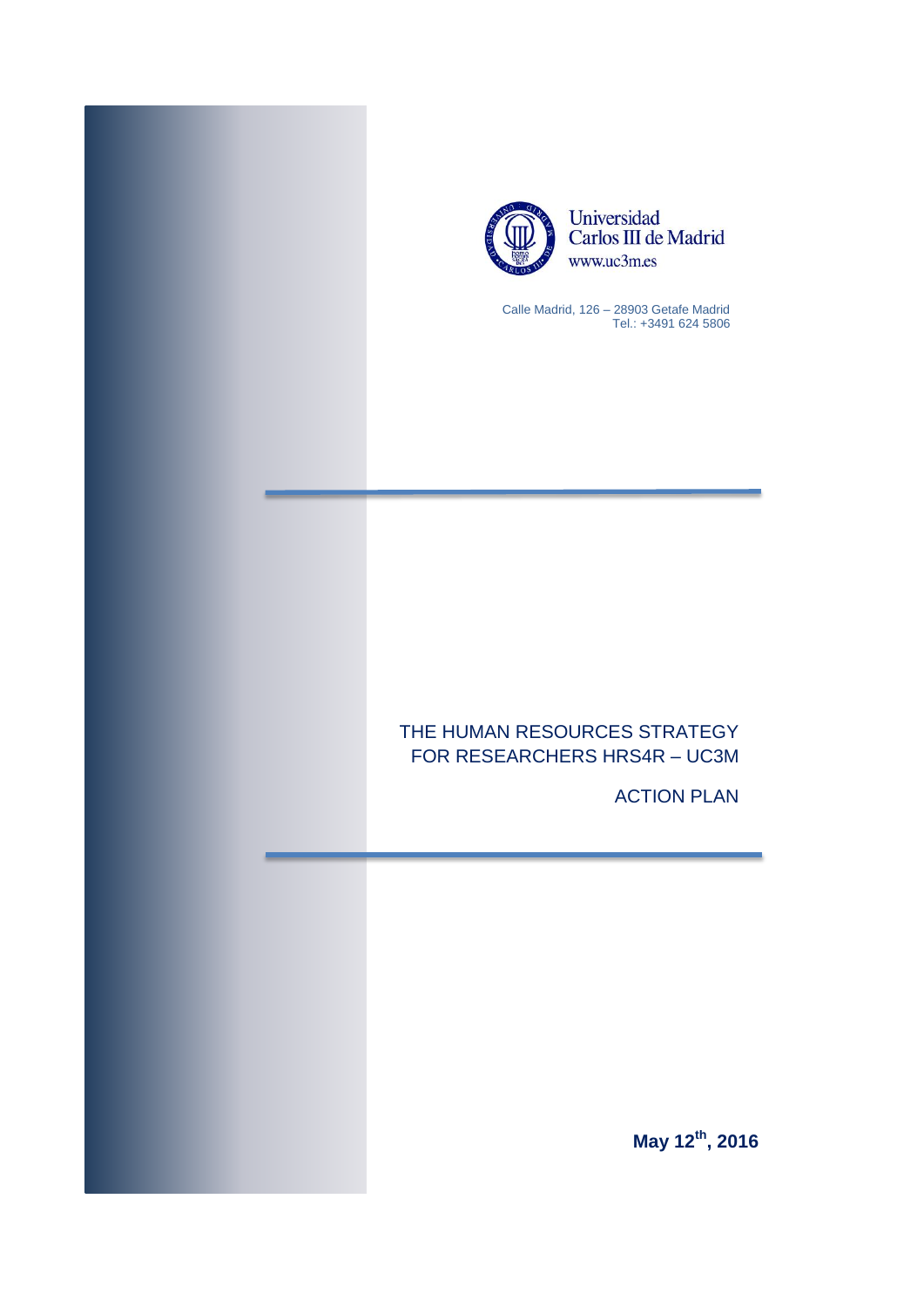Universidad
Carlos III de Madrid
www.uc3m.es

Calle Madrid, 126 – 28903 Getafe Madrid
Tel.: +3491 624 5806

# THE HUMAN RESOURCES STRATEGY FOR RESEARCHERS HRS4R – UC3M

## ACTION PLAN

**May 12th, 2016**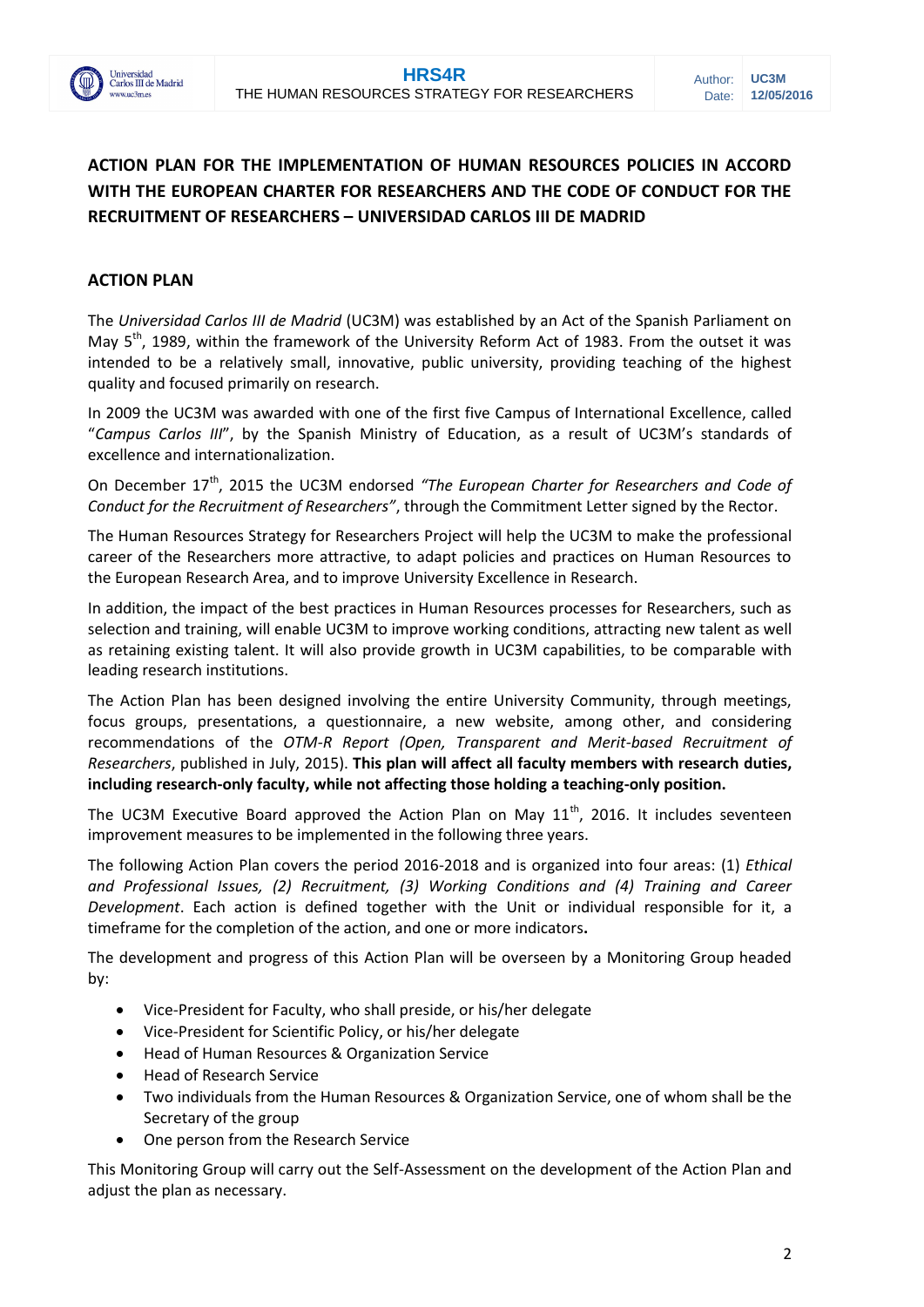## ACTION PLAN FOR THE IMPLEMENTATION OF HUMAN RESOURCES POLICIES IN ACCORD WITH THE EUROPEAN CHARTER FOR RESEARCHERS AND THE CODE OF CONDUCT FOR THE RECRUITMENT OF RESEARCHERS – UNIVERSIDAD CARLOS III DE MADRID

### ACTION PLAN

The *Universidad Carlos III de Madrid* (UC3M) was established by an Act of the Spanish Parliament on May 5th, 1989, within the framework of the University Reform Act of 1983. From the outset it was intended to be a relatively small, innovative, public university, providing teaching of the highest quality and focused primarily on research.

In 2009 the UC3M was awarded with one of the first five Campus of International Excellence, called "*Campus Carlos III*", by the Spanish Ministry of Education, as a result of UC3M's standards of excellence and internationalization.

On December 17th, 2015 the UC3M endorsed *"The European Charter for Researchers and Code of Conduct for the Recruitment of Researchers"*, through the Commitment Letter signed by the Rector.

The Human Resources Strategy for Researchers Project will help the UC3M to make the professional career of the Researchers more attractive, to adapt policies and practices on Human Resources to the European Research Area, and to improve University Excellence in Research.

In addition, the impact of the best practices in Human Resources processes for Researchers, such as selection and training, will enable UC3M to improve working conditions, attracting new talent as well as retaining existing talent. It will also provide growth in UC3M capabilities, to be comparable with leading research institutions.

The Action Plan has been designed involving the entire University Community, through meetings, focus groups, presentations, a questionnaire, a new website, among other, and considering recommendations of the *OTM-R Report (Open, Transparent and Merit-based Recruitment of Researchers*, published in July, 2015). **This plan will affect all faculty members with research duties, including research-only faculty, while not affecting those holding a teaching-only position.**

The UC3M Executive Board approved the Action Plan on May 11th, 2016. It includes seventeen improvement measures to be implemented in the following three years.

The following Action Plan covers the period 2016-2018 and is organized into four areas: (1) *Ethical and Professional Issues, (2) Recruitment, (3) Working Conditions and (4) Training and Career Development*. Each action is defined together with the Unit or individual responsible for it, a timeframe for the completion of the action, and one or more indicators**.**

The development and progress of this Action Plan will be overseen by a Monitoring Group headed by:

- Vice-President for Faculty, who shall preside, or his/her delegate
- Vice-President for Scientific Policy, or his/her delegate
- Head of Human Resources & Organization Service
- Head of Research Service
- Two individuals from the Human Resources & Organization Service, one of whom shall be the Secretary of the group
- One person from the Research Service

This Monitoring Group will carry out the Self-Assessment on the development of the Action Plan and adjust the plan as necessary.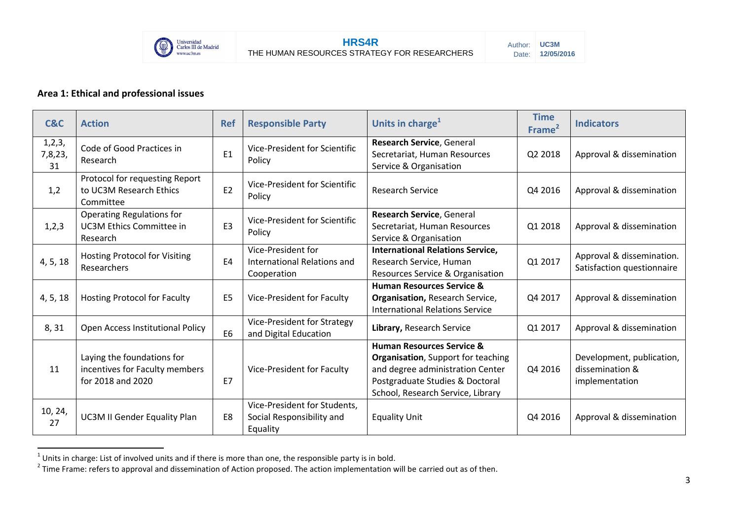## Area 1: Ethical and professional issues

| C&C | Action | Ref | Responsible Party | Units in charge[1] | Time Frame[2] | Indicators |
|---|---|---|---|---|---|---|
| 1,2,3, 7,8,23, 31 | Code of Good Practices in Research | E1 | Vice-President for Scientific Policy | **Research Service**, General Secretariat, Human Resources Service & Organisation | Q2 2018 | Approval & dissemination |
| 1,2 | Protocol for requesting Report to UC3M Research Ethics Committee | E2 | Vice-President for Scientific Policy | Research Service | Q4 2016 | Approval & dissemination |
| 1,2,3 | Operating Regulations for UC3M Ethics Committee in Research | E3 | Vice-President for Scientific Policy | **Research Service**, General Secretariat, Human Resources Service & Organisation | Q1 2018 | Approval & dissemination |
| 4, 5, 18 | Hosting Protocol for Visiting Researchers | E4 | Vice-President for International Relations and Cooperation | **International Relations Service,** Research Service, Human Resources Service & Organisation | Q1 2017 | Approval & dissemination. Satisfaction questionnaire |
| 4, 5, 18 | Hosting Protocol for Faculty | E5 | Vice-President for Faculty | **Human Resources Service & Organisation,** Research Service, International Relations Service | Q4 2017 | Approval & dissemination |
| 8, 31 | Open Access Institutional Policy | E6 | Vice-President for Strategy and Digital Education | **Library,** Research Service | Q1 2017 | Approval & dissemination |
| 11 | Laying the foundations for incentives for Faculty members for 2018 and 2020 | E7 | Vice-President for Faculty | **Human Resources Service & Organisation**, Support for teaching and degree administration Center Postgraduate Studies & Doctoral School, Research Service, Library | Q4 2016 | Development, publication, dissemination & implementation |
| 10, 24, 27 | UC3M II Gender Equality Plan | E8 | Vice-President for Students, Social Responsibility and Equality | Equality Unit | Q4 2016 | Approval & dissemination |

[1] Units in charge: List of involved units and if there is more than one, the responsible party is in bold.

[2] Time Frame: refers to approval and dissemination of Action proposed. The action implementation will be carried out as of then.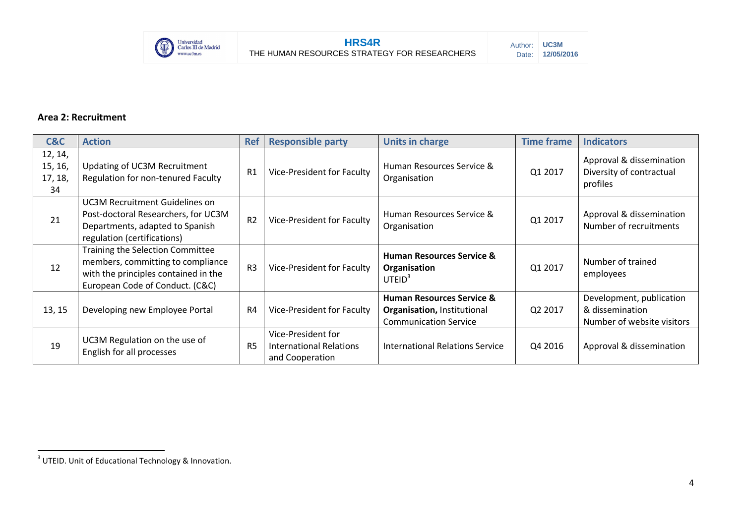**Area 2: Recruitment**

| C&C | Action | Ref | Responsible party | Units in charge | Time frame | Indicators |
|---|---|---|---|---|---|---|
| 12, 14, 15, 16, 17, 18, 34 | Updating of UC3M Recruitment Regulation for non-tenured Faculty | R1 | Vice-President for Faculty | Human Resources Service & Organisation | Q1 2017 | Approval & dissemination Diversity of contractual profiles |
| 21 | UC3M Recruitment Guidelines on Post-doctoral Researchers, for UC3M Departments, adapted to Spanish regulation (certifications) | R2 | Vice-President for Faculty | Human Resources Service & Organisation | Q1 2017 | Approval & dissemination Number of recruitments |
| 12 | Training the Selection Committee members, committing to compliance with the principles contained in the European Code of Conduct. (C&C) | R3 | Vice-President for Faculty | **Human Resources Service & Organisation** UTEID[3] | Q1 2017 | Number of trained employees |
| 13, 15 | Developing new Employee Portal | R4 | Vice-President for Faculty | **Human Resources Service & Organisation,** Institutional Communication Service | Q2 2017 | Development, publication & dissemination Number of website visitors |
| 19 | UC3M Regulation on the use of English for all processes | R5 | Vice-President for International Relations and Cooperation | International Relations Service | Q4 2016 | Approval & dissemination |

[3] UTEID. Unit of Educational Technology & Innovation.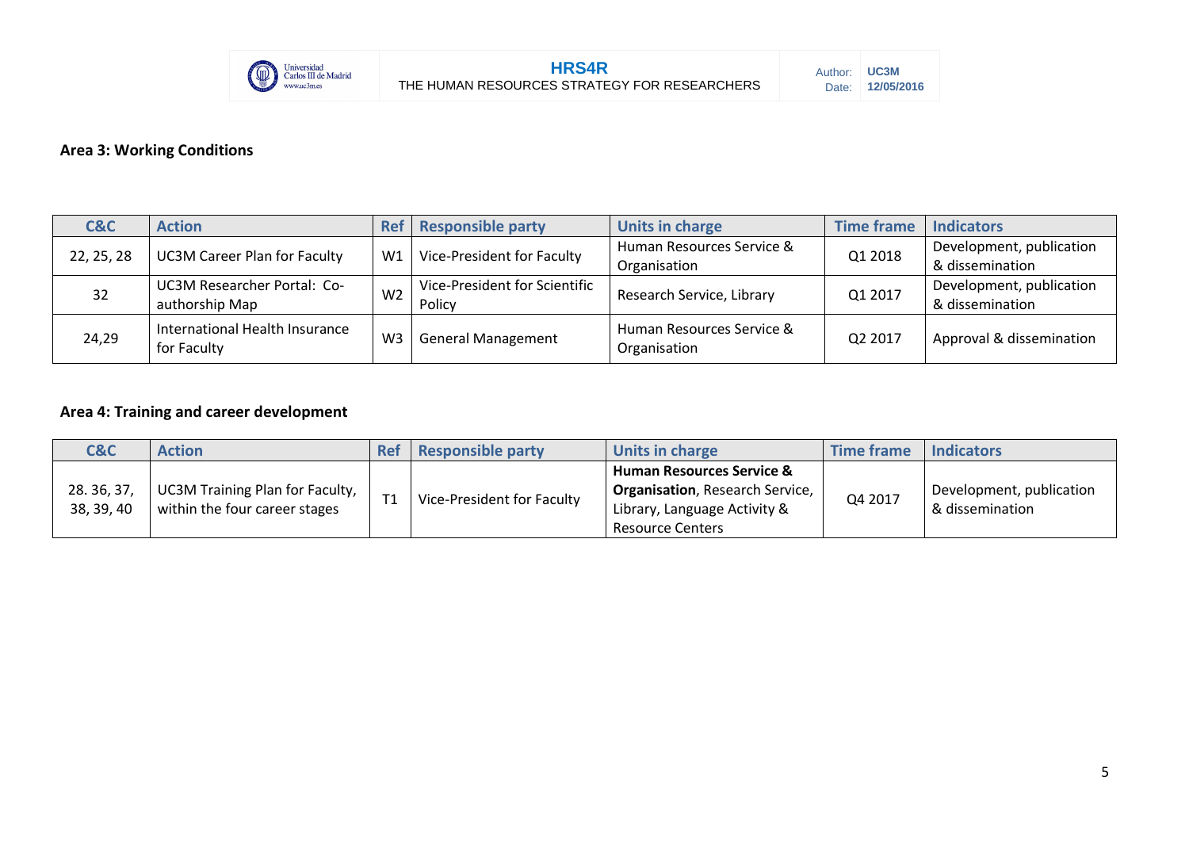## Area 3: Working Conditions

| C&C | Action | Ref | Responsible party | Units in charge | Time frame | Indicators |
|---|---|---|---|---|---|---|
| 22, 25, 28 | UC3M Career Plan for Faculty | W1 | Vice-President for Faculty | Human Resources Service & Organisation | Q1 2018 | Development, publication & dissemination |
| 32 | UC3M Researcher Portal: Co-authorship Map | W2 | Vice-President for Scientific Policy | Research Service, Library | Q1 2017 | Development, publication & dissemination |
| 24,29 | International Health Insurance for Faculty | W3 | General Management | Human Resources Service & Organisation | Q2 2017 | Approval & dissemination |

## Area 4: Training and career development

| C&C | Action | Ref | Responsible party | Units in charge | Time frame | Indicators |
|---|---|---|---|---|---|---|
| 28. 36, 37, 38, 39, 40 | UC3M Training Plan for Faculty, within the four career stages | T1 | Vice-President for Faculty | **Human Resources Service & Organisation**, Research Service, Library, Language Activity & Resource Centers | Q4 2017 | Development, publication & dissemination |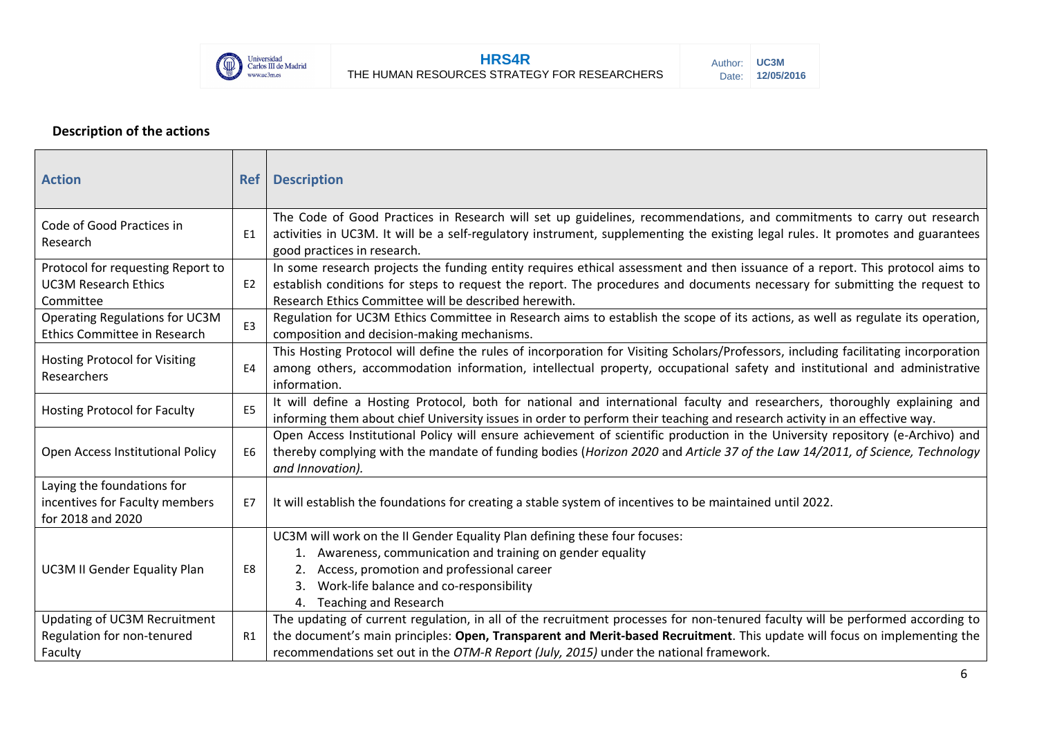### Description of the actions

| Action | Ref | Description |
|---|---|---|
| Code of Good Practices in Research | E1 | The Code of Good Practices in Research will set up guidelines, recommendations, and commitments to carry out research activities in UC3M. It will be a self-regulatory instrument, supplementing the existing legal rules. It promotes and guarantees good practices in research. |
| Protocol for requesting Report to UC3M Research Ethics Committee | E2 | In some research projects the funding entity requires ethical assessment and then issuance of a report. This protocol aims to establish conditions for steps to request the report. The procedures and documents necessary for submitting the request to Research Ethics Committee will be described herewith. |
| Operating Regulations for UC3M Ethics Committee in Research | E3 | Regulation for UC3M Ethics Committee in Research aims to establish the scope of its actions, as well as regulate its operation, composition and decision-making mechanisms. |
| Hosting Protocol for Visiting Researchers | E4 | This Hosting Protocol will define the rules of incorporation for Visiting Scholars/Professors, including facilitating incorporation among others, accommodation information, intellectual property, occupational safety and institutional and administrative information. |
| Hosting Protocol for Faculty | E5 | It will define a Hosting Protocol, both for national and international faculty and researchers, thoroughly explaining and informing them about chief University issues in order to perform their teaching and research activity in an effective way. |
| Open Access Institutional Policy | E6 | Open Access Institutional Policy will ensure achievement of scientific production in the University repository (e-Archivo) and thereby complying with the mandate of funding bodies (*Horizon 2020* and *Article 37 of the Law 14/2011, of Science, Technology and Innovation).* |
| Laying the foundations for incentives for Faculty members for 2018 and 2020 | E7 | It will establish the foundations for creating a stable system of incentives to be maintained until 2022. |
| UC3M II Gender Equality Plan | E8 | UC3M will work on the II Gender Equality Plan defining these four focuses:<br>1. Awareness, communication and training on gender equality<br>2. Access, promotion and professional career<br>3. Work-life balance and co-responsibility<br>4. Teaching and Research |
| Updating of UC3M Recruitment Regulation for non-tenured Faculty | R1 | The updating of current regulation, in all of the recruitment processes for non-tenured faculty will be performed according to the document's main principles: **Open, Transparent and Merit-based Recruitment**. This update will focus on implementing the recommendations set out in the *OTM-R Report (July, 2015)* under the national framework. |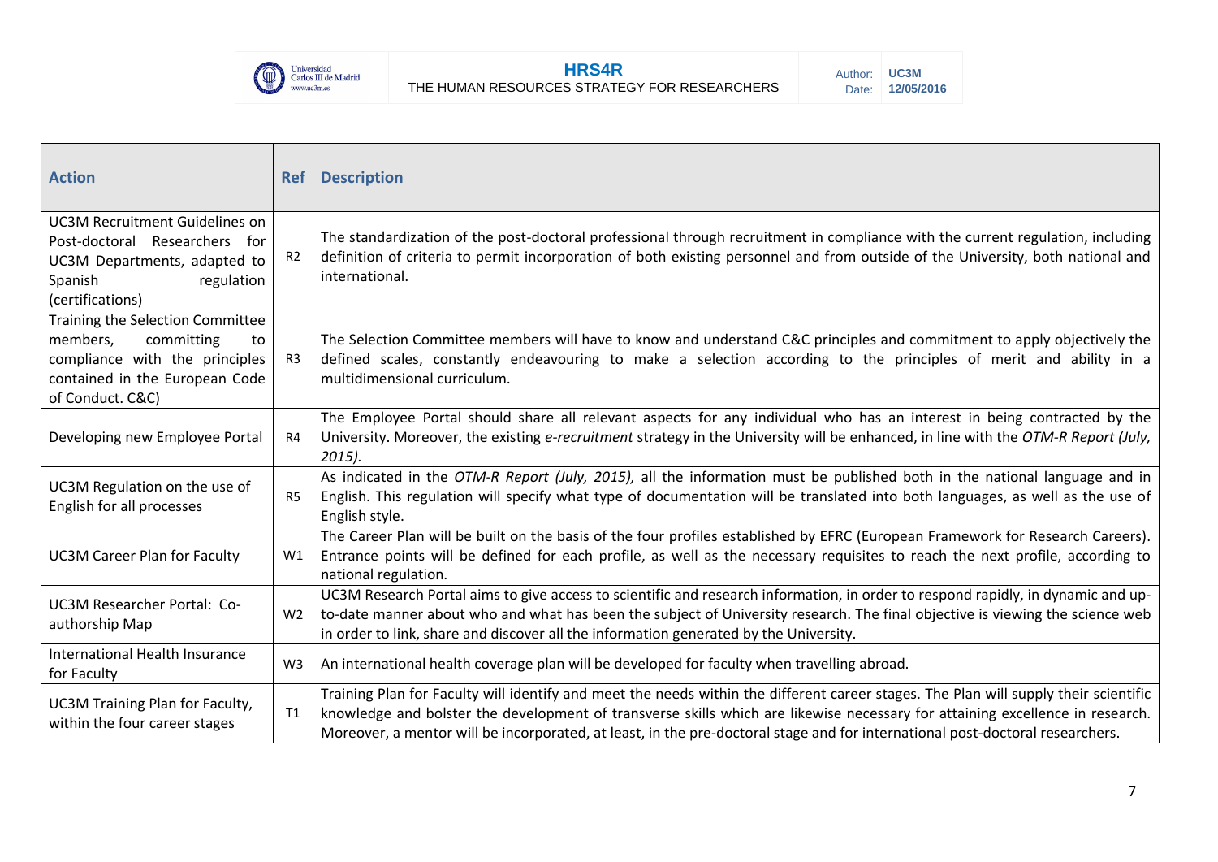| Action | Ref | Description |
|---|---|---|
| UC3M Recruitment Guidelines on Post-doctoral Researchers for UC3M Departments, adapted to Spanish regulation (certifications) | R2 | The standardization of the post-doctoral professional through recruitment in compliance with the current regulation, including definition of criteria to permit incorporation of both existing personnel and from outside of the University, both national and international. |
| Training the Selection Committee members, committing to compliance with the principles contained in the European Code of Conduct. C&C) | R3 | The Selection Committee members will have to know and understand C&C principles and commitment to apply objectively the defined scales, constantly endeavouring to make a selection according to the principles of merit and ability in a multidimensional curriculum. |
| Developing new Employee Portal | R4 | The Employee Portal should share all relevant aspects for any individual who has an interest in being contracted by the University. Moreover, the existing *e-recruitment* strategy in the University will be enhanced, in line with the *OTM-R Report (July, 2015).* |
| UC3M Regulation on the use of English for all processes | R5 | As indicated in the *OTM-R Report (July, 2015),* all the information must be published both in the national language and in English. This regulation will specify what type of documentation will be translated into both languages, as well as the use of English style. |
| UC3M Career Plan for Faculty | W1 | The Career Plan will be built on the basis of the four profiles established by EFRC (European Framework for Research Careers). Entrance points will be defined for each profile, as well as the necessary requisites to reach the next profile, according to national regulation. |
| UC3M Researcher Portal: Co-authorship Map | W2 | UC3M Research Portal aims to give access to scientific and research information, in order to respond rapidly, in dynamic and up-to-date manner about who and what has been the subject of University research. The final objective is viewing the science web in order to link, share and discover all the information generated by the University. |
| International Health Insurance for Faculty | W3 | An international health coverage plan will be developed for faculty when travelling abroad. |
| UC3M Training Plan for Faculty, within the four career stages | T1 | Training Plan for Faculty will identify and meet the needs within the different career stages. The Plan will supply their scientific knowledge and bolster the development of transverse skills which are likewise necessary for attaining excellence in research. Moreover, a mentor will be incorporated, at least, in the pre-doctoral stage and for international post-doctoral researchers. |